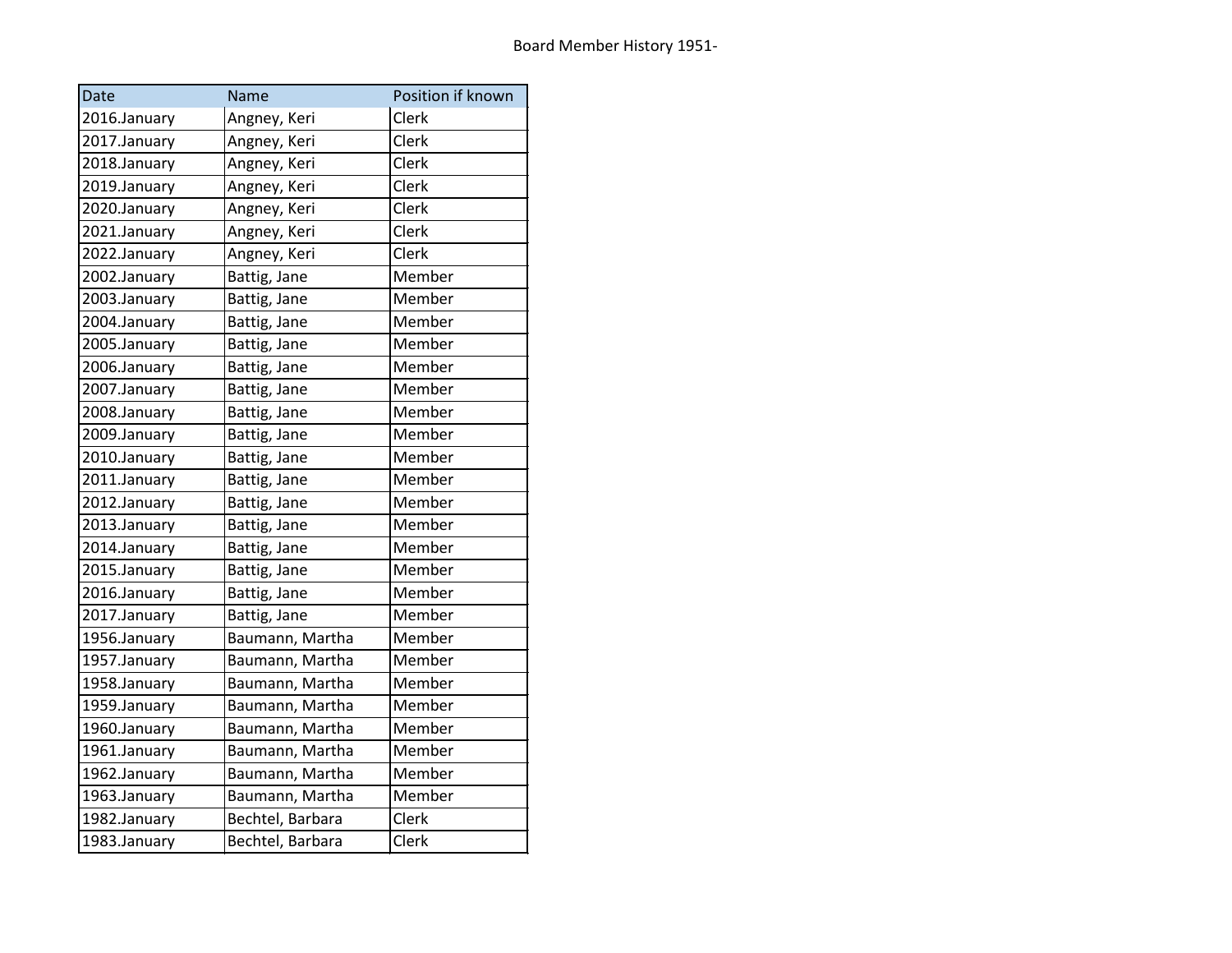# Board Member History 1951-

| Date | Name | Position if known |
|---|---|---|
| 2016.January | Angney, Keri | Clerk |
| 2017.January | Angney, Keri | Clerk |
| 2018.January | Angney, Keri | Clerk |
| 2019.January | Angney, Keri | Clerk |
| 2020.January | Angney, Keri | Clerk |
| 2021.January | Angney, Keri | Clerk |
| 2022.January | Angney, Keri | Clerk |
| 2002.January | Battig, Jane | Member |
| 2003.January | Battig, Jane | Member |
| 2004.January | Battig, Jane | Member |
| 2005.January | Battig, Jane | Member |
| 2006.January | Battig, Jane | Member |
| 2007.January | Battig, Jane | Member |
| 2008.January | Battig, Jane | Member |
| 2009.January | Battig, Jane | Member |
| 2010.January | Battig, Jane | Member |
| 2011.January | Battig, Jane | Member |
| 2012.January | Battig, Jane | Member |
| 2013.January | Battig, Jane | Member |
| 2014.January | Battig, Jane | Member |
| 2015.January | Battig, Jane | Member |
| 2016.January | Battig, Jane | Member |
| 2017.January | Battig, Jane | Member |
| 1956.January | Baumann, Martha | Member |
| 1957.January | Baumann, Martha | Member |
| 1958.January | Baumann, Martha | Member |
| 1959.January | Baumann, Martha | Member |
| 1960.January | Baumann, Martha | Member |
| 1961.January | Baumann, Martha | Member |
| 1962.January | Baumann, Martha | Member |
| 1963.January | Baumann, Martha | Member |
| 1982.January | Bechtel, Barbara | Clerk |
| 1983.January | Bechtel, Barbara | Clerk |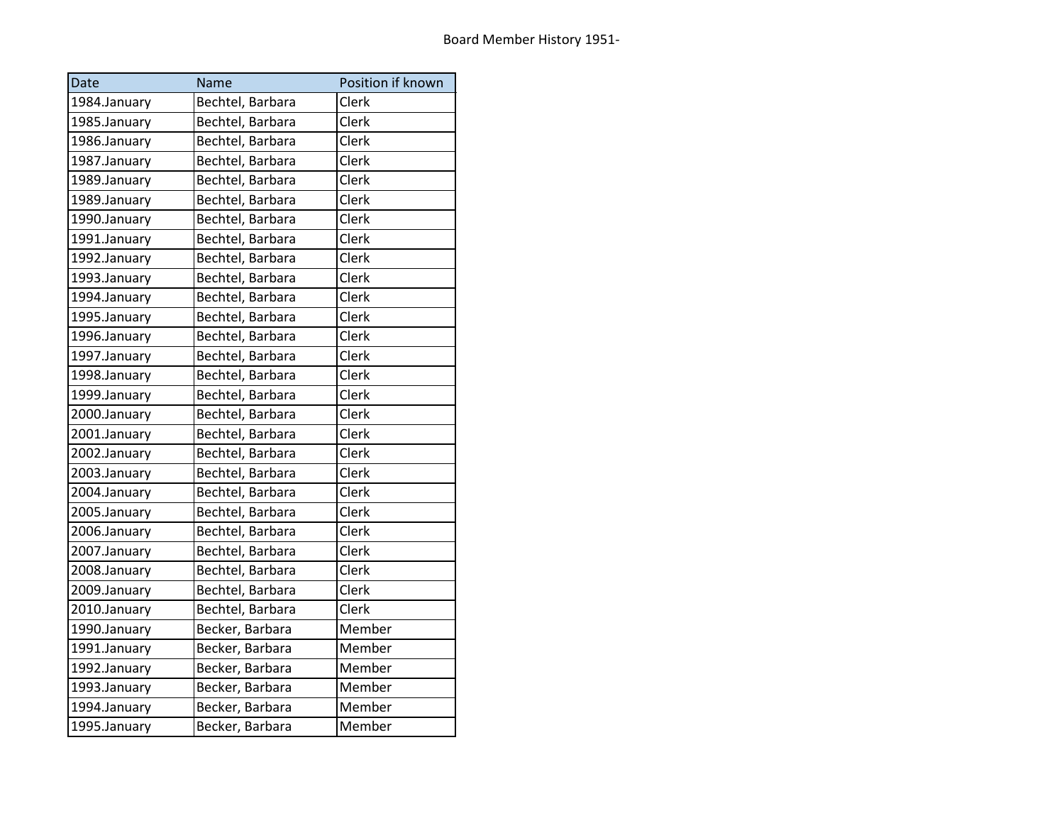Board Member History 1951-

| Date | Name | Position if known |
|---|---|---|
| 1984.January | Bechtel, Barbara | Clerk |
| 1985.January | Bechtel, Barbara | Clerk |
| 1986.January | Bechtel, Barbara | Clerk |
| 1987.January | Bechtel, Barbara | Clerk |
| 1989.January | Bechtel, Barbara | Clerk |
| 1989.January | Bechtel, Barbara | Clerk |
| 1990.January | Bechtel, Barbara | Clerk |
| 1991.January | Bechtel, Barbara | Clerk |
| 1992.January | Bechtel, Barbara | Clerk |
| 1993.January | Bechtel, Barbara | Clerk |
| 1994.January | Bechtel, Barbara | Clerk |
| 1995.January | Bechtel, Barbara | Clerk |
| 1996.January | Bechtel, Barbara | Clerk |
| 1997.January | Bechtel, Barbara | Clerk |
| 1998.January | Bechtel, Barbara | Clerk |
| 1999.January | Bechtel, Barbara | Clerk |
| 2000.January | Bechtel, Barbara | Clerk |
| 2001.January | Bechtel, Barbara | Clerk |
| 2002.January | Bechtel, Barbara | Clerk |
| 2003.January | Bechtel, Barbara | Clerk |
| 2004.January | Bechtel, Barbara | Clerk |
| 2005.January | Bechtel, Barbara | Clerk |
| 2006.January | Bechtel, Barbara | Clerk |
| 2007.January | Bechtel, Barbara | Clerk |
| 2008.January | Bechtel, Barbara | Clerk |
| 2009.January | Bechtel, Barbara | Clerk |
| 2010.January | Bechtel, Barbara | Clerk |
| 1990.January | Becker, Barbara | Member |
| 1991.January | Becker, Barbara | Member |
| 1992.January | Becker, Barbara | Member |
| 1993.January | Becker, Barbara | Member |
| 1994.January | Becker, Barbara | Member |
| 1995.January | Becker, Barbara | Member |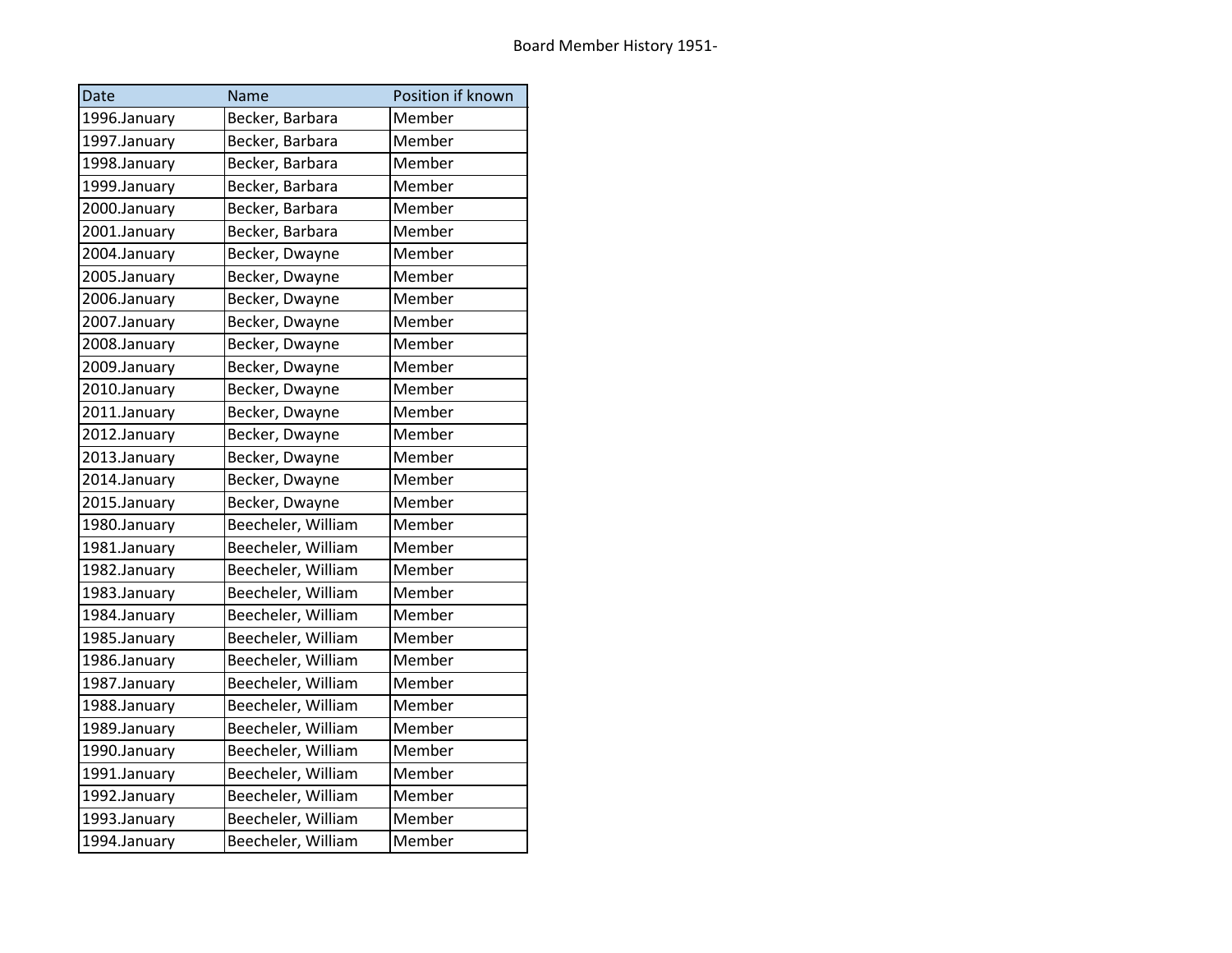Board Member History 1951-

| Date | Name | Position if known |
| --- | --- | --- |
| 1996.January | Becker, Barbara | Member |
| 1997.January | Becker, Barbara | Member |
| 1998.January | Becker, Barbara | Member |
| 1999.January | Becker, Barbara | Member |
| 2000.January | Becker, Barbara | Member |
| 2001.January | Becker, Barbara | Member |
| 2004.January | Becker, Dwayne | Member |
| 2005.January | Becker, Dwayne | Member |
| 2006.January | Becker, Dwayne | Member |
| 2007.January | Becker, Dwayne | Member |
| 2008.January | Becker, Dwayne | Member |
| 2009.January | Becker, Dwayne | Member |
| 2010.January | Becker, Dwayne | Member |
| 2011.January | Becker, Dwayne | Member |
| 2012.January | Becker, Dwayne | Member |
| 2013.January | Becker, Dwayne | Member |
| 2014.January | Becker, Dwayne | Member |
| 2015.January | Becker, Dwayne | Member |
| 1980.January | Beecheler, William | Member |
| 1981.January | Beecheler, William | Member |
| 1982.January | Beecheler, William | Member |
| 1983.January | Beecheler, William | Member |
| 1984.January | Beecheler, William | Member |
| 1985.January | Beecheler, William | Member |
| 1986.January | Beecheler, William | Member |
| 1987.January | Beecheler, William | Member |
| 1988.January | Beecheler, William | Member |
| 1989.January | Beecheler, William | Member |
| 1990.January | Beecheler, William | Member |
| 1991.January | Beecheler, William | Member |
| 1992.January | Beecheler, William | Member |
| 1993.January | Beecheler, William | Member |
| 1994.January | Beecheler, William | Member |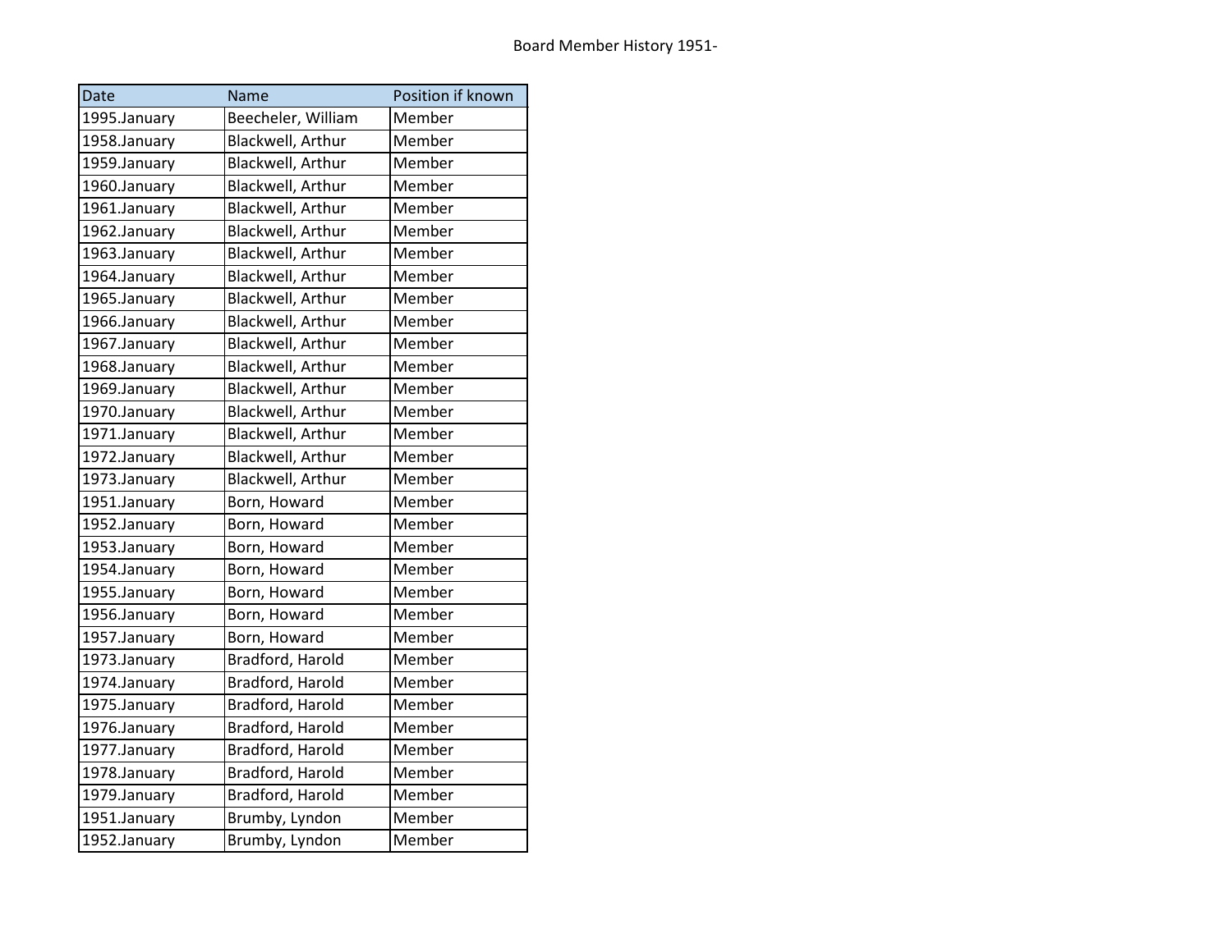Board Member History 1951-

| Date | Name | Position if known |
|---|---|---|
| 1995.January | Beecheler, William | Member |
| 1958.January | Blackwell, Arthur | Member |
| 1959.January | Blackwell, Arthur | Member |
| 1960.January | Blackwell, Arthur | Member |
| 1961.January | Blackwell, Arthur | Member |
| 1962.January | Blackwell, Arthur | Member |
| 1963.January | Blackwell, Arthur | Member |
| 1964.January | Blackwell, Arthur | Member |
| 1965.January | Blackwell, Arthur | Member |
| 1966.January | Blackwell, Arthur | Member |
| 1967.January | Blackwell, Arthur | Member |
| 1968.January | Blackwell, Arthur | Member |
| 1969.January | Blackwell, Arthur | Member |
| 1970.January | Blackwell, Arthur | Member |
| 1971.January | Blackwell, Arthur | Member |
| 1972.January | Blackwell, Arthur | Member |
| 1973.January | Blackwell, Arthur | Member |
| 1951.January | Born, Howard | Member |
| 1952.January | Born, Howard | Member |
| 1953.January | Born, Howard | Member |
| 1954.January | Born, Howard | Member |
| 1955.January | Born, Howard | Member |
| 1956.January | Born, Howard | Member |
| 1957.January | Born, Howard | Member |
| 1973.January | Bradford, Harold | Member |
| 1974.January | Bradford, Harold | Member |
| 1975.January | Bradford, Harold | Member |
| 1976.January | Bradford, Harold | Member |
| 1977.January | Bradford, Harold | Member |
| 1978.January | Bradford, Harold | Member |
| 1979.January | Bradford, Harold | Member |
| 1951.January | Brumby, Lyndon | Member |
| 1952.January | Brumby, Lyndon | Member |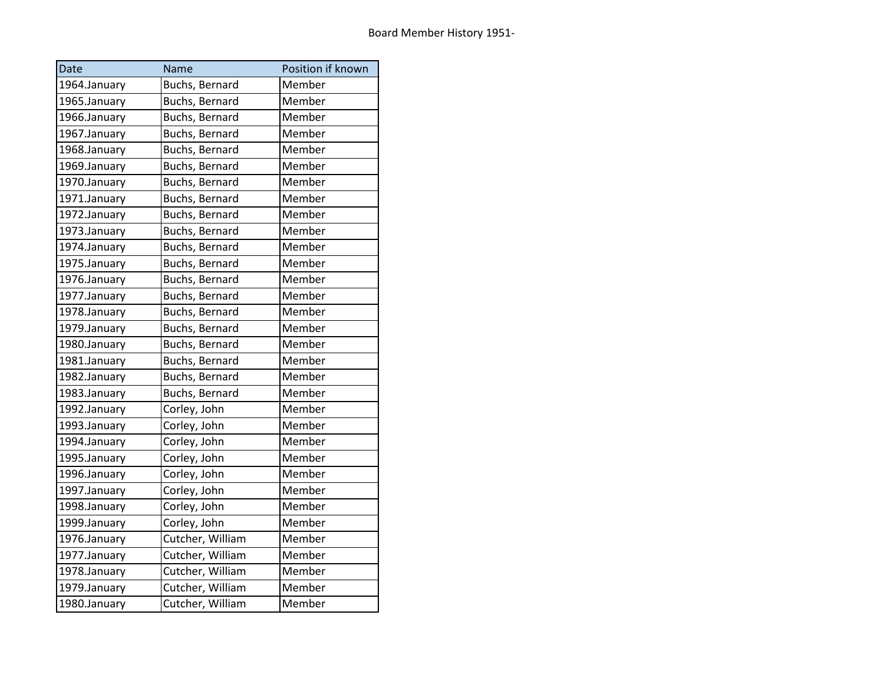Board Member History 1951-

| Date | Name | Position if known |
|---|---|---|
| 1964.January | Buchs, Bernard | Member |
| 1965.January | Buchs, Bernard | Member |
| 1966.January | Buchs, Bernard | Member |
| 1967.January | Buchs, Bernard | Member |
| 1968.January | Buchs, Bernard | Member |
| 1969.January | Buchs, Bernard | Member |
| 1970.January | Buchs, Bernard | Member |
| 1971.January | Buchs, Bernard | Member |
| 1972.January | Buchs, Bernard | Member |
| 1973.January | Buchs, Bernard | Member |
| 1974.January | Buchs, Bernard | Member |
| 1975.January | Buchs, Bernard | Member |
| 1976.January | Buchs, Bernard | Member |
| 1977.January | Buchs, Bernard | Member |
| 1978.January | Buchs, Bernard | Member |
| 1979.January | Buchs, Bernard | Member |
| 1980.January | Buchs, Bernard | Member |
| 1981.January | Buchs, Bernard | Member |
| 1982.January | Buchs, Bernard | Member |
| 1983.January | Buchs, Bernard | Member |
| 1992.January | Corley, John | Member |
| 1993.January | Corley, John | Member |
| 1994.January | Corley, John | Member |
| 1995.January | Corley, John | Member |
| 1996.January | Corley, John | Member |
| 1997.January | Corley, John | Member |
| 1998.January | Corley, John | Member |
| 1999.January | Corley, John | Member |
| 1976.January | Cutcher, William | Member |
| 1977.January | Cutcher, William | Member |
| 1978.January | Cutcher, William | Member |
| 1979.January | Cutcher, William | Member |
| 1980.January | Cutcher, William | Member |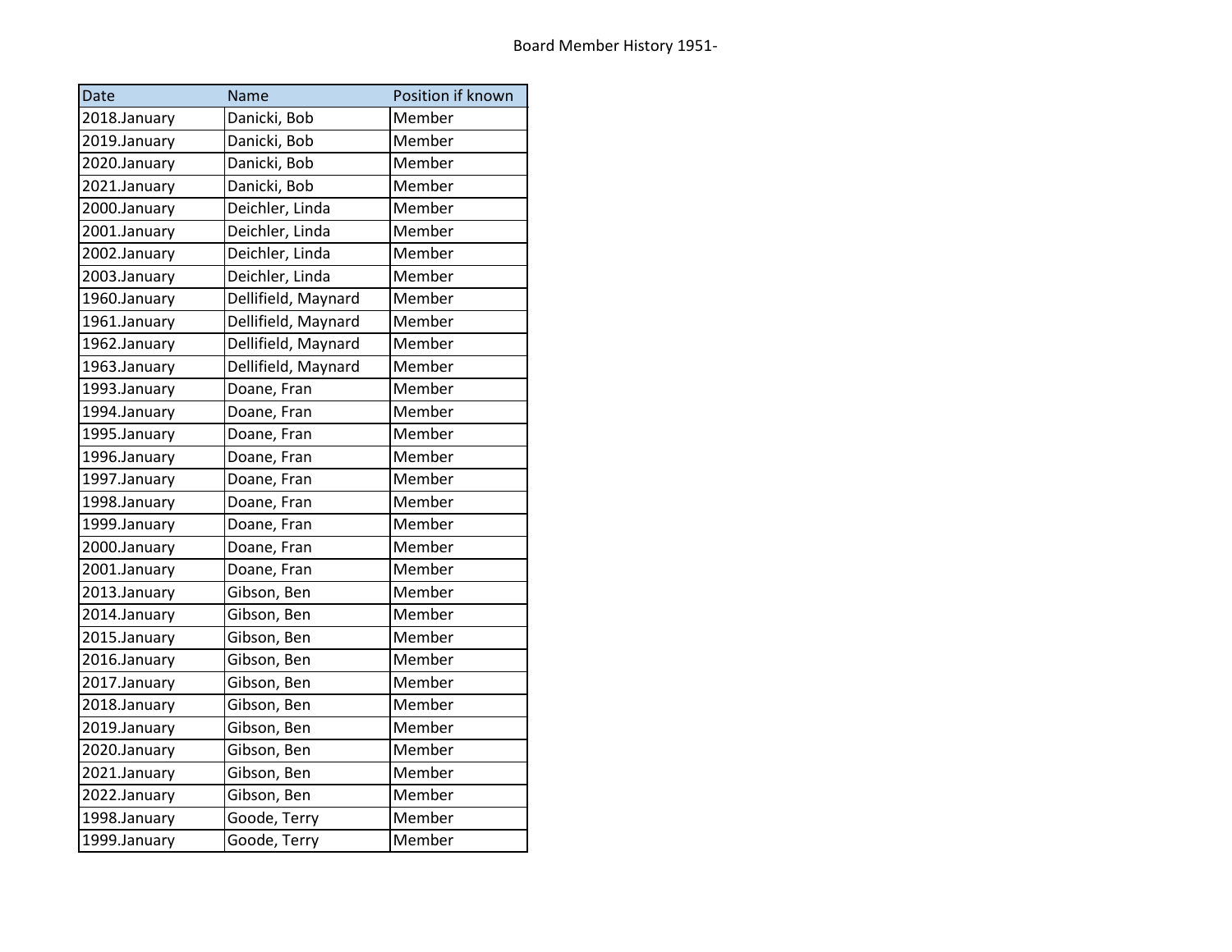Board Member History 1951-

| Date | Name | Position if known |
|---|---|---|
| 2018.January | Danicki, Bob | Member |
| 2019.January | Danicki, Bob | Member |
| 2020.January | Danicki, Bob | Member |
| 2021.January | Danicki, Bob | Member |
| 2000.January | Deichler, Linda | Member |
| 2001.January | Deichler, Linda | Member |
| 2002.January | Deichler, Linda | Member |
| 2003.January | Deichler, Linda | Member |
| 1960.January | Dellifield, Maynard | Member |
| 1961.January | Dellifield, Maynard | Member |
| 1962.January | Dellifield, Maynard | Member |
| 1963.January | Dellifield, Maynard | Member |
| 1993.January | Doane, Fran | Member |
| 1994.January | Doane, Fran | Member |
| 1995.January | Doane, Fran | Member |
| 1996.January | Doane, Fran | Member |
| 1997.January | Doane, Fran | Member |
| 1998.January | Doane, Fran | Member |
| 1999.January | Doane, Fran | Member |
| 2000.January | Doane, Fran | Member |
| 2001.January | Doane, Fran | Member |
| 2013.January | Gibson, Ben | Member |
| 2014.January | Gibson, Ben | Member |
| 2015.January | Gibson, Ben | Member |
| 2016.January | Gibson, Ben | Member |
| 2017.January | Gibson, Ben | Member |
| 2018.January | Gibson, Ben | Member |
| 2019.January | Gibson, Ben | Member |
| 2020.January | Gibson, Ben | Member |
| 2021.January | Gibson, Ben | Member |
| 2022.January | Gibson, Ben | Member |
| 1998.January | Goode, Terry | Member |
| 1999.January | Goode, Terry | Member |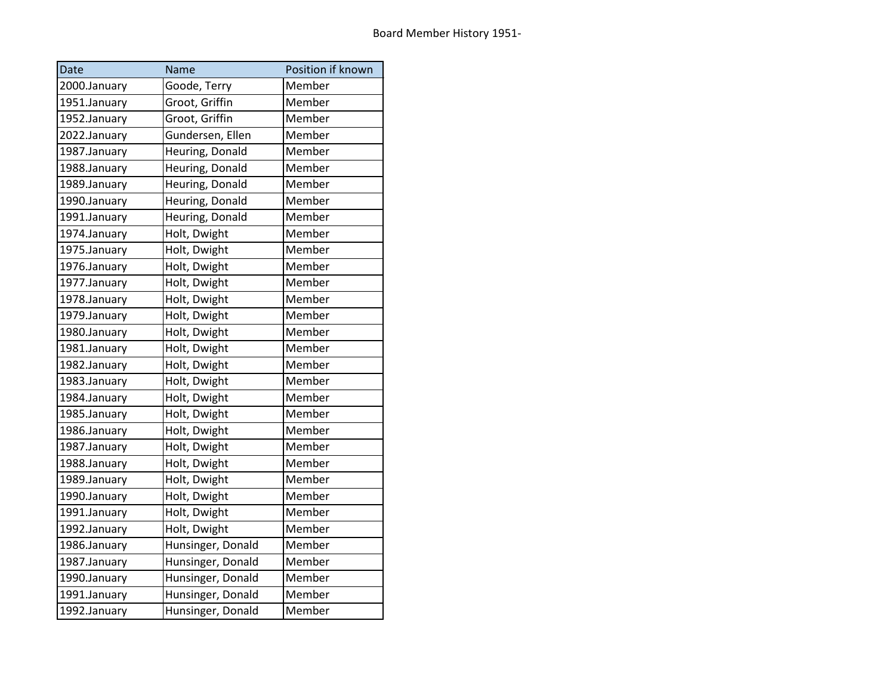Board Member History 1951-

| Date | Name | Position if known |
|---|---|---|
| 2000.January | Goode, Terry | Member |
| 1951.January | Groot, Griffin | Member |
| 1952.January | Groot, Griffin | Member |
| 2022.January | Gundersen, Ellen | Member |
| 1987.January | Heuring, Donald | Member |
| 1988.January | Heuring, Donald | Member |
| 1989.January | Heuring, Donald | Member |
| 1990.January | Heuring, Donald | Member |
| 1991.January | Heuring, Donald | Member |
| 1974.January | Holt, Dwight | Member |
| 1975.January | Holt, Dwight | Member |
| 1976.January | Holt, Dwight | Member |
| 1977.January | Holt, Dwight | Member |
| 1978.January | Holt, Dwight | Member |
| 1979.January | Holt, Dwight | Member |
| 1980.January | Holt, Dwight | Member |
| 1981.January | Holt, Dwight | Member |
| 1982.January | Holt, Dwight | Member |
| 1983.January | Holt, Dwight | Member |
| 1984.January | Holt, Dwight | Member |
| 1985.January | Holt, Dwight | Member |
| 1986.January | Holt, Dwight | Member |
| 1987.January | Holt, Dwight | Member |
| 1988.January | Holt, Dwight | Member |
| 1989.January | Holt, Dwight | Member |
| 1990.January | Holt, Dwight | Member |
| 1991.January | Holt, Dwight | Member |
| 1992.January | Holt, Dwight | Member |
| 1986.January | Hunsinger, Donald | Member |
| 1987.January | Hunsinger, Donald | Member |
| 1990.January | Hunsinger, Donald | Member |
| 1991.January | Hunsinger, Donald | Member |
| 1992.January | Hunsinger, Donald | Member |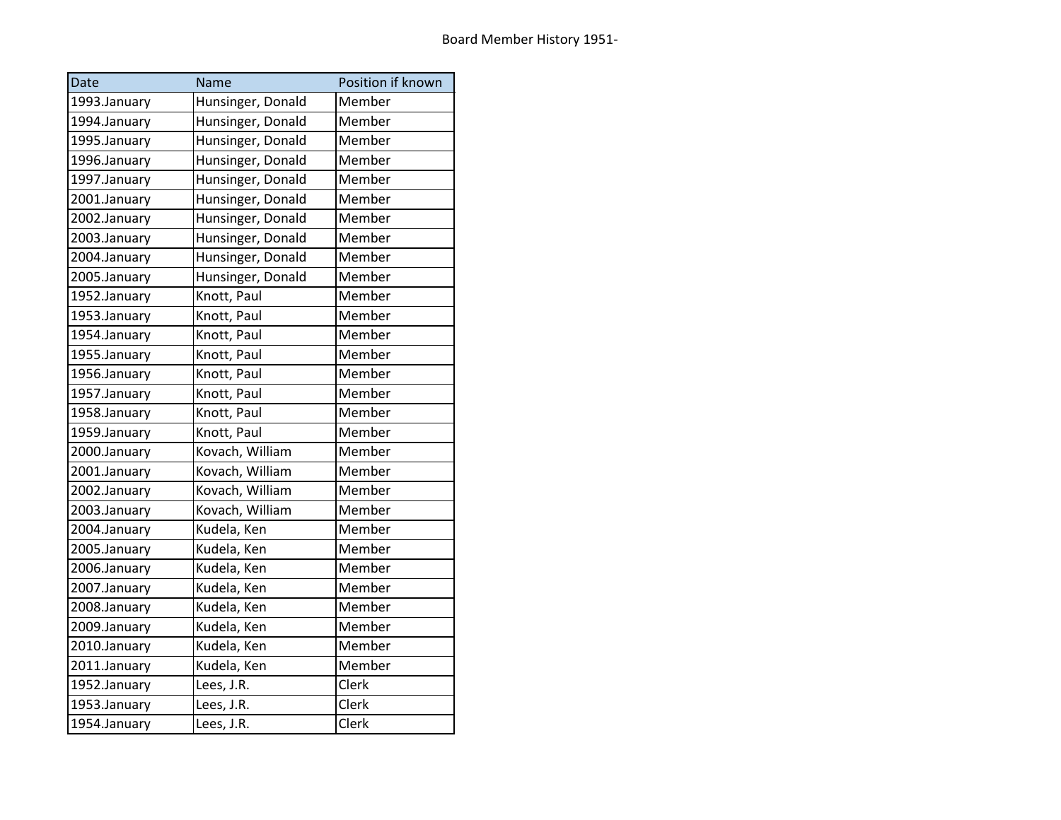Board Member History 1951-

| Date | Name | Position if known |
| --- | --- | --- |
| 1993.January | Hunsinger, Donald | Member |
| 1994.January | Hunsinger, Donald | Member |
| 1995.January | Hunsinger, Donald | Member |
| 1996.January | Hunsinger, Donald | Member |
| 1997.January | Hunsinger, Donald | Member |
| 2001.January | Hunsinger, Donald | Member |
| 2002.January | Hunsinger, Donald | Member |
| 2003.January | Hunsinger, Donald | Member |
| 2004.January | Hunsinger, Donald | Member |
| 2005.January | Hunsinger, Donald | Member |
| 1952.January | Knott, Paul | Member |
| 1953.January | Knott, Paul | Member |
| 1954.January | Knott, Paul | Member |
| 1955.January | Knott, Paul | Member |
| 1956.January | Knott, Paul | Member |
| 1957.January | Knott, Paul | Member |
| 1958.January | Knott, Paul | Member |
| 1959.January | Knott, Paul | Member |
| 2000.January | Kovach, William | Member |
| 2001.January | Kovach, William | Member |
| 2002.January | Kovach, William | Member |
| 2003.January | Kovach, William | Member |
| 2004.January | Kudela, Ken | Member |
| 2005.January | Kudela, Ken | Member |
| 2006.January | Kudela, Ken | Member |
| 2007.January | Kudela, Ken | Member |
| 2008.January | Kudela, Ken | Member |
| 2009.January | Kudela, Ken | Member |
| 2010.January | Kudela, Ken | Member |
| 2011.January | Kudela, Ken | Member |
| 1952.January | Lees, J.R. | Clerk |
| 1953.January | Lees, J.R. | Clerk |
| 1954.January | Lees, J.R. | Clerk |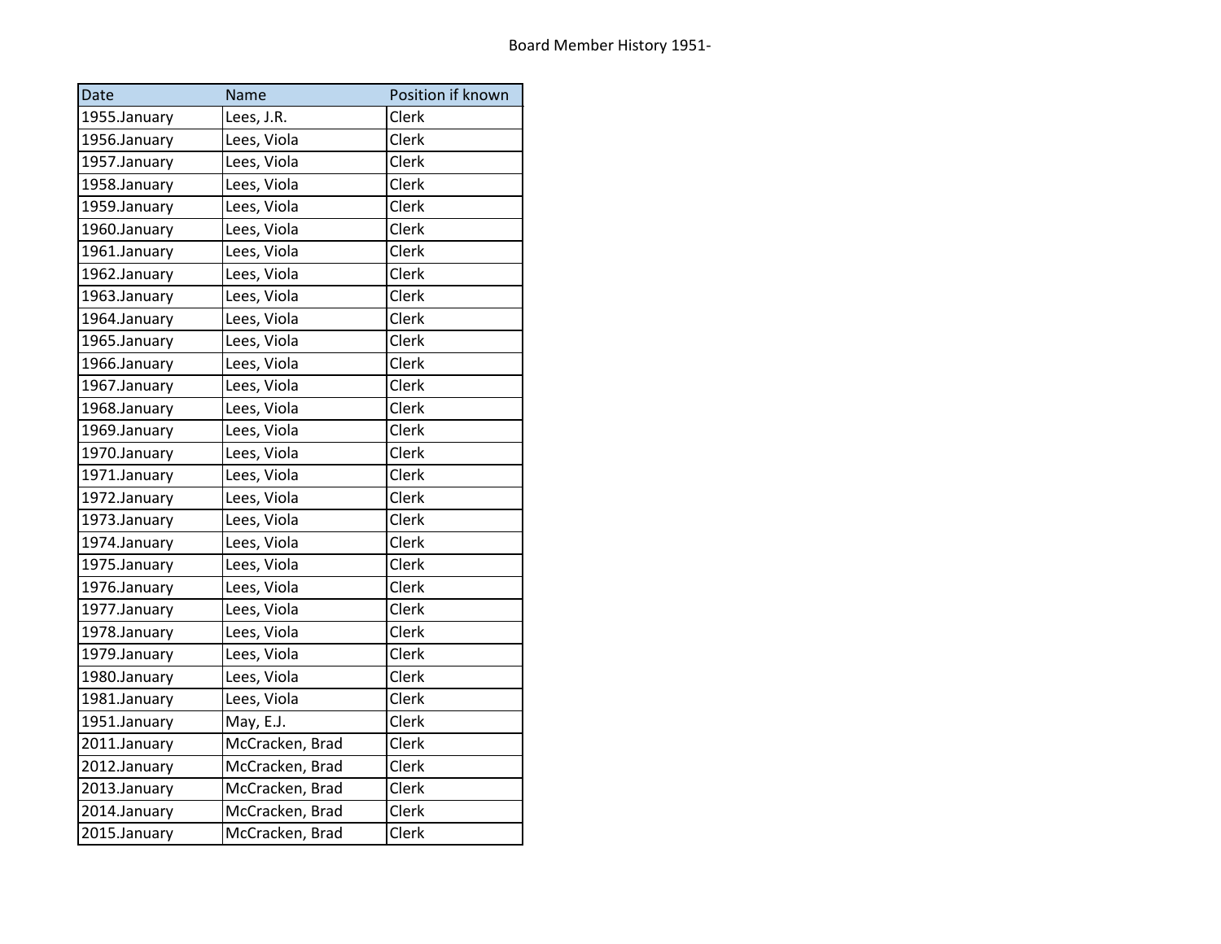Board Member History 1951-

| Date | Name | Position if known |
|---|---|---|
| 1955.January | Lees, J.R. | Clerk |
| 1956.January | Lees, Viola | Clerk |
| 1957.January | Lees, Viola | Clerk |
| 1958.January | Lees, Viola | Clerk |
| 1959.January | Lees, Viola | Clerk |
| 1960.January | Lees, Viola | Clerk |
| 1961.January | Lees, Viola | Clerk |
| 1962.January | Lees, Viola | Clerk |
| 1963.January | Lees, Viola | Clerk |
| 1964.January | Lees, Viola | Clerk |
| 1965.January | Lees, Viola | Clerk |
| 1966.January | Lees, Viola | Clerk |
| 1967.January | Lees, Viola | Clerk |
| 1968.January | Lees, Viola | Clerk |
| 1969.January | Lees, Viola | Clerk |
| 1970.January | Lees, Viola | Clerk |
| 1971.January | Lees, Viola | Clerk |
| 1972.January | Lees, Viola | Clerk |
| 1973.January | Lees, Viola | Clerk |
| 1974.January | Lees, Viola | Clerk |
| 1975.January | Lees, Viola | Clerk |
| 1976.January | Lees, Viola | Clerk |
| 1977.January | Lees, Viola | Clerk |
| 1978.January | Lees, Viola | Clerk |
| 1979.January | Lees, Viola | Clerk |
| 1980.January | Lees, Viola | Clerk |
| 1981.January | Lees, Viola | Clerk |
| 1951.January | May, E.J. | Clerk |
| 2011.January | McCracken, Brad | Clerk |
| 2012.January | McCracken, Brad | Clerk |
| 2013.January | McCracken, Brad | Clerk |
| 2014.January | McCracken, Brad | Clerk |
| 2015.January | McCracken, Brad | Clerk |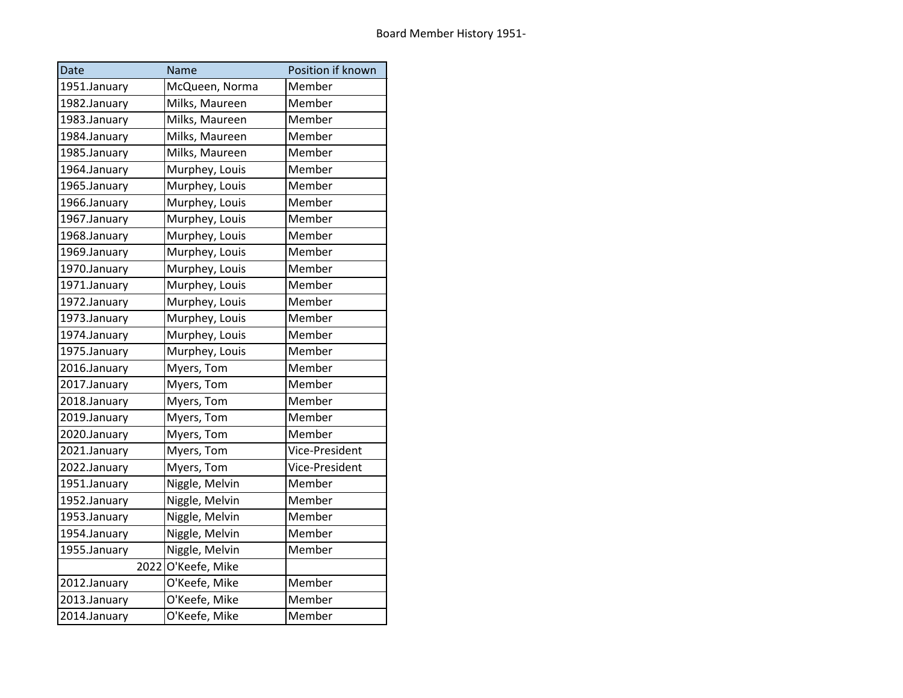Board Member History 1951-

| Date | Name | Position if known |
| --- | --- | --- |
| 1951.January | McQueen, Norma | Member |
| 1982.January | Milks, Maureen | Member |
| 1983.January | Milks, Maureen | Member |
| 1984.January | Milks, Maureen | Member |
| 1985.January | Milks, Maureen | Member |
| 1964.January | Murphey, Louis | Member |
| 1965.January | Murphey, Louis | Member |
| 1966.January | Murphey, Louis | Member |
| 1967.January | Murphey, Louis | Member |
| 1968.January | Murphey, Louis | Member |
| 1969.January | Murphey, Louis | Member |
| 1970.January | Murphey, Louis | Member |
| 1971.January | Murphey, Louis | Member |
| 1972.January | Murphey, Louis | Member |
| 1973.January | Murphey, Louis | Member |
| 1974.January | Murphey, Louis | Member |
| 1975.January | Murphey, Louis | Member |
| 2016.January | Myers, Tom | Member |
| 2017.January | Myers, Tom | Member |
| 2018.January | Myers, Tom | Member |
| 2019.January | Myers, Tom | Member |
| 2020.January | Myers, Tom | Member |
| 2021.January | Myers, Tom | Vice-President |
| 2022.January | Myers, Tom | Vice-President |
| 1951.January | Niggle, Melvin | Member |
| 1952.January | Niggle, Melvin | Member |
| 1953.January | Niggle, Melvin | Member |
| 1954.January | Niggle, Melvin | Member |
| 1955.January | Niggle, Melvin | Member |
| 2022 | O'Keefe, Mike | |
| 2012.January | O'Keefe, Mike | Member |
| 2013.January | O'Keefe, Mike | Member |
| 2014.January | O'Keefe, Mike | Member |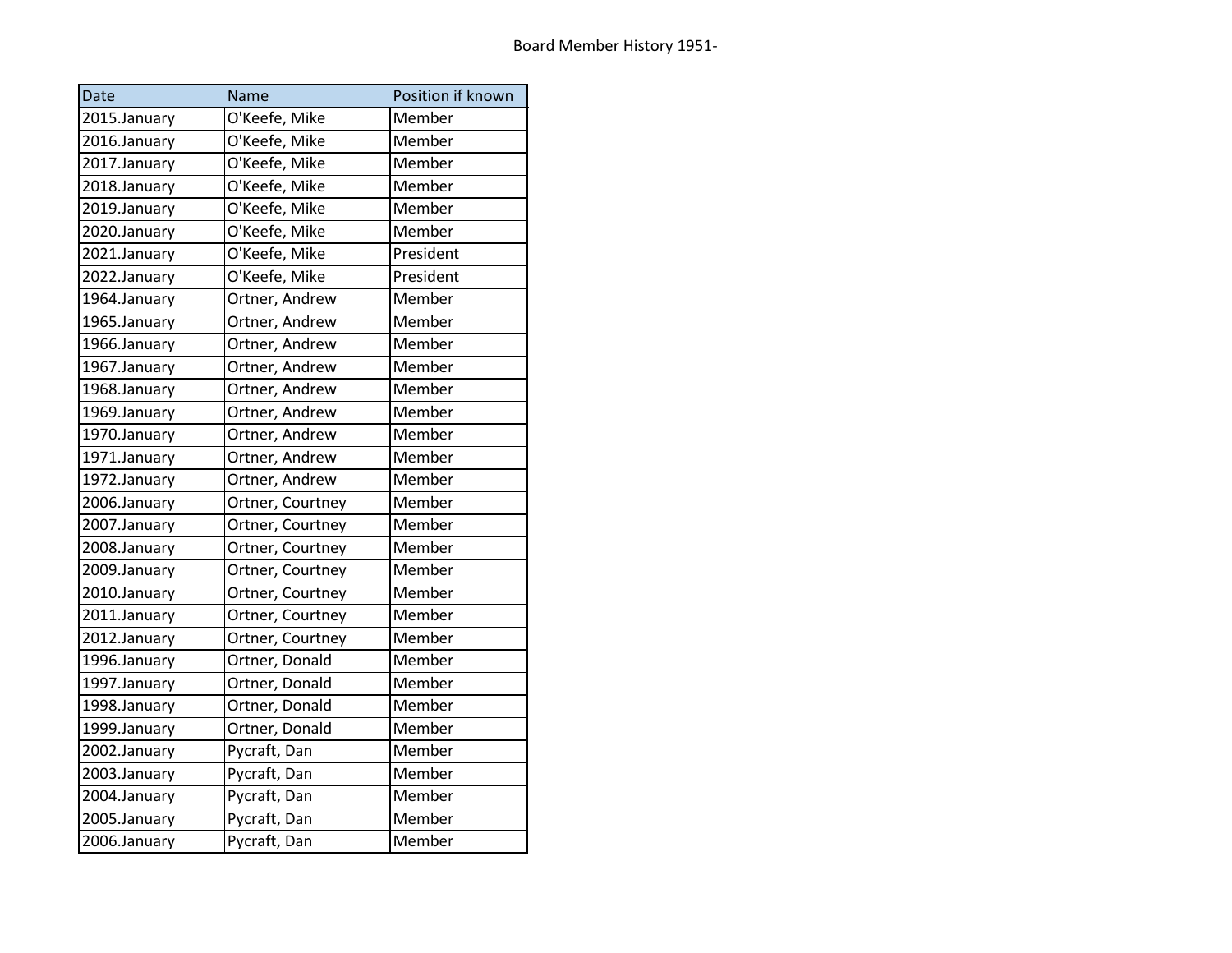Board Member History 1951-

| Date | Name | Position if known |
|---|---|---|
| 2015.January | O'Keefe, Mike | Member |
| 2016.January | O'Keefe, Mike | Member |
| 2017.January | O'Keefe, Mike | Member |
| 2018.January | O'Keefe, Mike | Member |
| 2019.January | O'Keefe, Mike | Member |
| 2020.January | O'Keefe, Mike | Member |
| 2021.January | O'Keefe, Mike | President |
| 2022.January | O'Keefe, Mike | President |
| 1964.January | Ortner, Andrew | Member |
| 1965.January | Ortner, Andrew | Member |
| 1966.January | Ortner, Andrew | Member |
| 1967.January | Ortner, Andrew | Member |
| 1968.January | Ortner, Andrew | Member |
| 1969.January | Ortner, Andrew | Member |
| 1970.January | Ortner, Andrew | Member |
| 1971.January | Ortner, Andrew | Member |
| 1972.January | Ortner, Andrew | Member |
| 2006.January | Ortner, Courtney | Member |
| 2007.January | Ortner, Courtney | Member |
| 2008.January | Ortner, Courtney | Member |
| 2009.January | Ortner, Courtney | Member |
| 2010.January | Ortner, Courtney | Member |
| 2011.January | Ortner, Courtney | Member |
| 2012.January | Ortner, Courtney | Member |
| 1996.January | Ortner, Donald | Member |
| 1997.January | Ortner, Donald | Member |
| 1998.January | Ortner, Donald | Member |
| 1999.January | Ortner, Donald | Member |
| 2002.January | Pycraft, Dan | Member |
| 2003.January | Pycraft, Dan | Member |
| 2004.January | Pycraft, Dan | Member |
| 2005.January | Pycraft, Dan | Member |
| 2006.January | Pycraft, Dan | Member |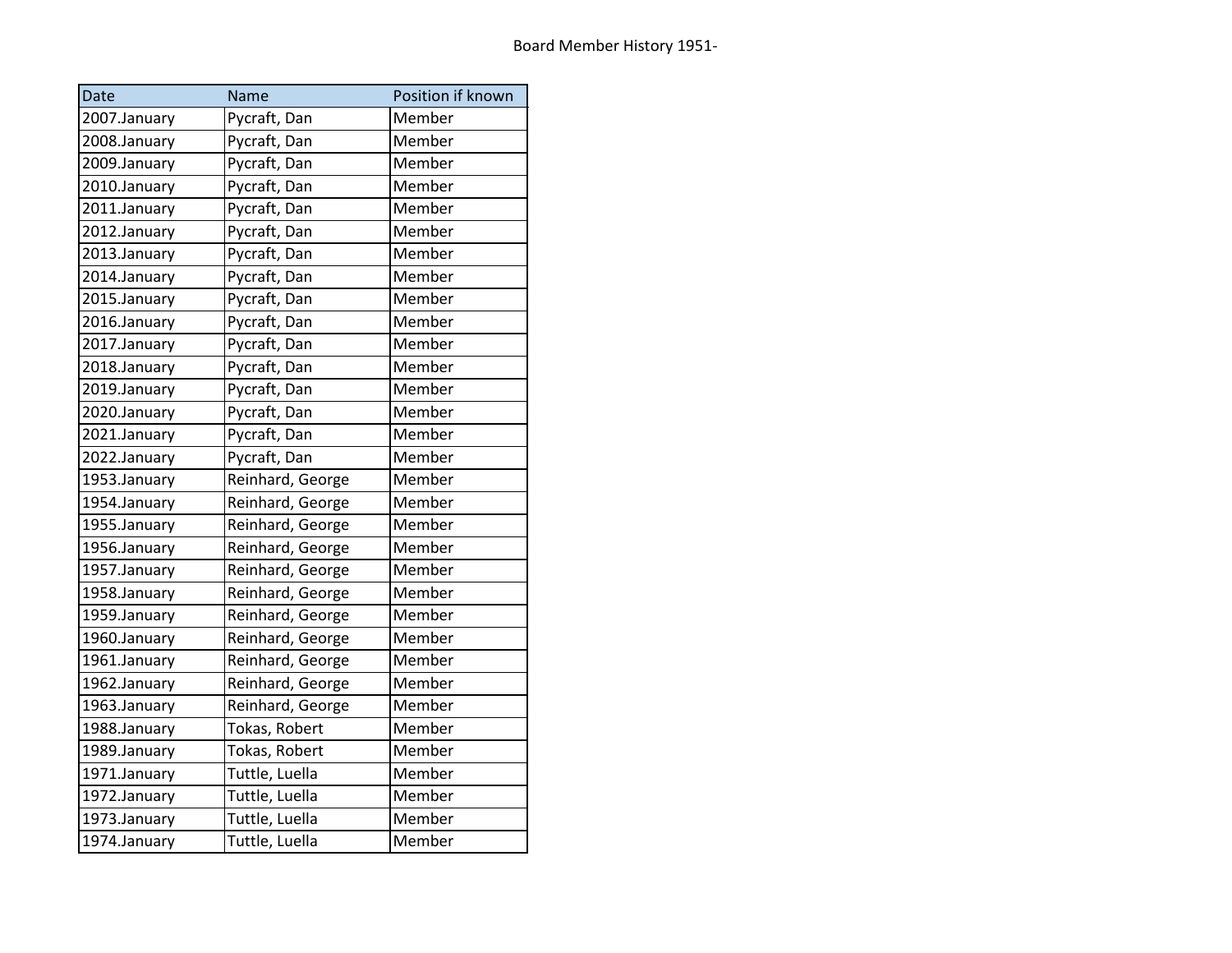Board Member History 1951-

| Date | Name | Position if known |
|---|---|---|
| 2007.January | Pycraft, Dan | Member |
| 2008.January | Pycraft, Dan | Member |
| 2009.January | Pycraft, Dan | Member |
| 2010.January | Pycraft, Dan | Member |
| 2011.January | Pycraft, Dan | Member |
| 2012.January | Pycraft, Dan | Member |
| 2013.January | Pycraft, Dan | Member |
| 2014.January | Pycraft, Dan | Member |
| 2015.January | Pycraft, Dan | Member |
| 2016.January | Pycraft, Dan | Member |
| 2017.January | Pycraft, Dan | Member |
| 2018.January | Pycraft, Dan | Member |
| 2019.January | Pycraft, Dan | Member |
| 2020.January | Pycraft, Dan | Member |
| 2021.January | Pycraft, Dan | Member |
| 2022.January | Pycraft, Dan | Member |
| 1953.January | Reinhard, George | Member |
| 1954.January | Reinhard, George | Member |
| 1955.January | Reinhard, George | Member |
| 1956.January | Reinhard, George | Member |
| 1957.January | Reinhard, George | Member |
| 1958.January | Reinhard, George | Member |
| 1959.January | Reinhard, George | Member |
| 1960.January | Reinhard, George | Member |
| 1961.January | Reinhard, George | Member |
| 1962.January | Reinhard, George | Member |
| 1963.January | Reinhard, George | Member |
| 1988.January | Tokas, Robert | Member |
| 1989.January | Tokas, Robert | Member |
| 1971.January | Tuttle, Luella | Member |
| 1972.January | Tuttle, Luella | Member |
| 1973.January | Tuttle, Luella | Member |
| 1974.January | Tuttle, Luella | Member |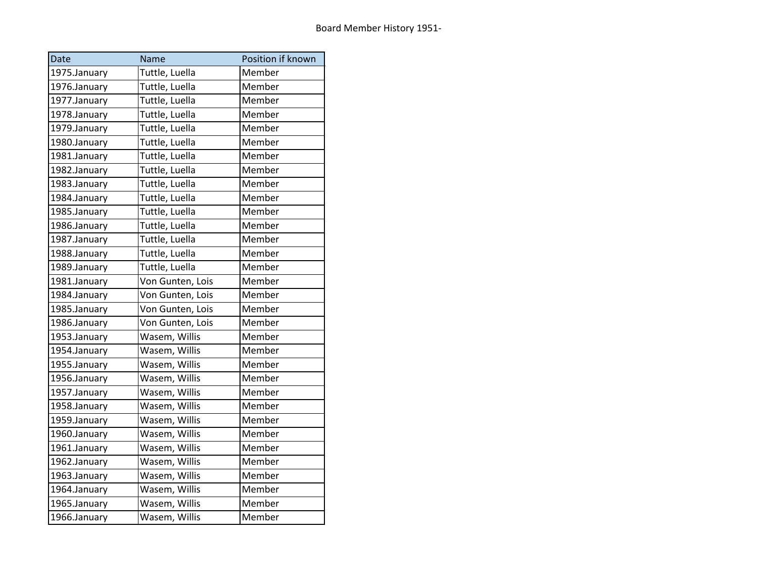Board Member History 1951-

| Date | Name | Position if known |
|---|---|---|
| 1975.January | Tuttle, Luella | Member |
| 1976.January | Tuttle, Luella | Member |
| 1977.January | Tuttle, Luella | Member |
| 1978.January | Tuttle, Luella | Member |
| 1979.January | Tuttle, Luella | Member |
| 1980.January | Tuttle, Luella | Member |
| 1981.January | Tuttle, Luella | Member |
| 1982.January | Tuttle, Luella | Member |
| 1983.January | Tuttle, Luella | Member |
| 1984.January | Tuttle, Luella | Member |
| 1985.January | Tuttle, Luella | Member |
| 1986.January | Tuttle, Luella | Member |
| 1987.January | Tuttle, Luella | Member |
| 1988.January | Tuttle, Luella | Member |
| 1989.January | Tuttle, Luella | Member |
| 1981.January | Von Gunten, Lois | Member |
| 1984.January | Von Gunten, Lois | Member |
| 1985.January | Von Gunten, Lois | Member |
| 1986.January | Von Gunten, Lois | Member |
| 1953.January | Wasem, Willis | Member |
| 1954.January | Wasem, Willis | Member |
| 1955.January | Wasem, Willis | Member |
| 1956.January | Wasem, Willis | Member |
| 1957.January | Wasem, Willis | Member |
| 1958.January | Wasem, Willis | Member |
| 1959.January | Wasem, Willis | Member |
| 1960.January | Wasem, Willis | Member |
| 1961.January | Wasem, Willis | Member |
| 1962.January | Wasem, Willis | Member |
| 1963.January | Wasem, Willis | Member |
| 1964.January | Wasem, Willis | Member |
| 1965.January | Wasem, Willis | Member |
| 1966.January | Wasem, Willis | Member |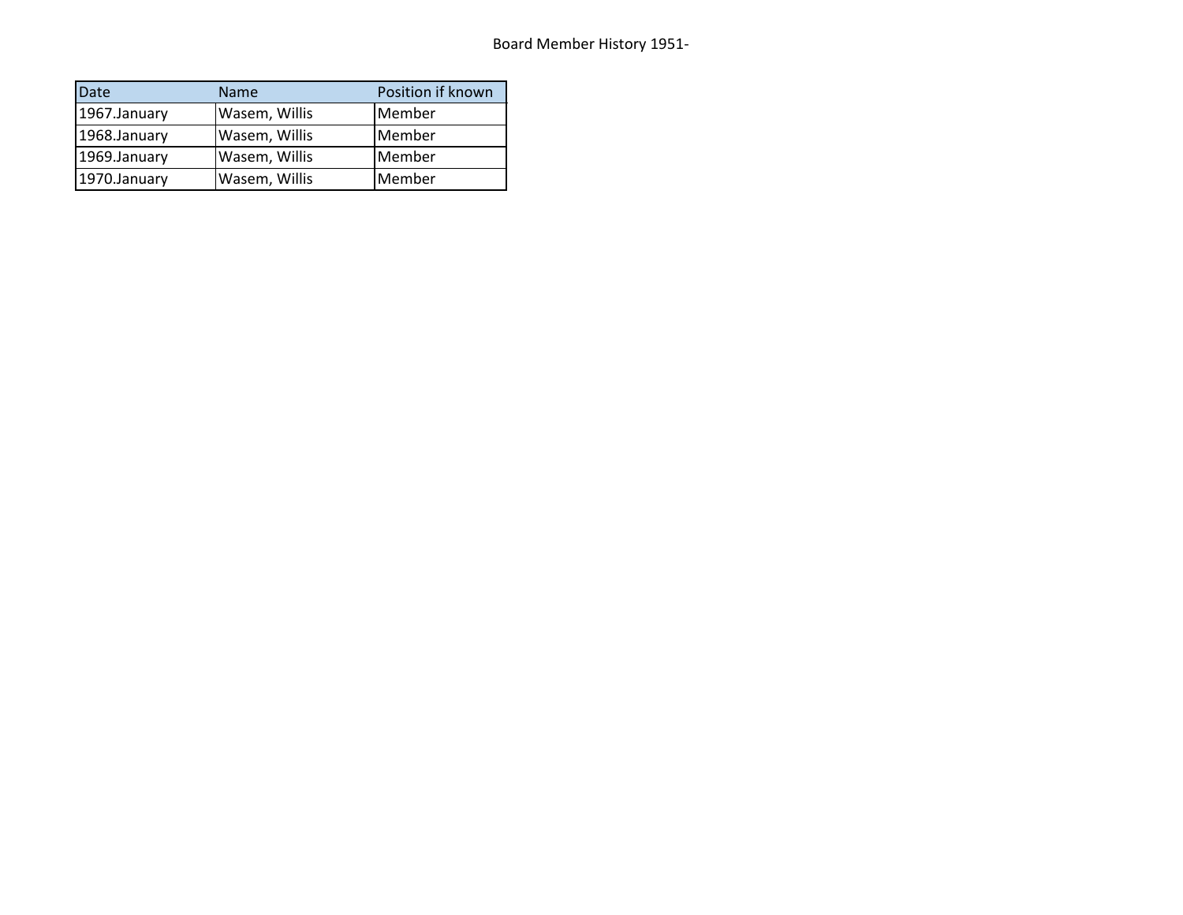Board Member History 1951-

| Date | Name | Position if known |
|---|---|---|
| 1967.January | Wasem, Willis | Member |
| 1968.January | Wasem, Willis | Member |
| 1969.January | Wasem, Willis | Member |
| 1970.January | Wasem, Willis | Member |